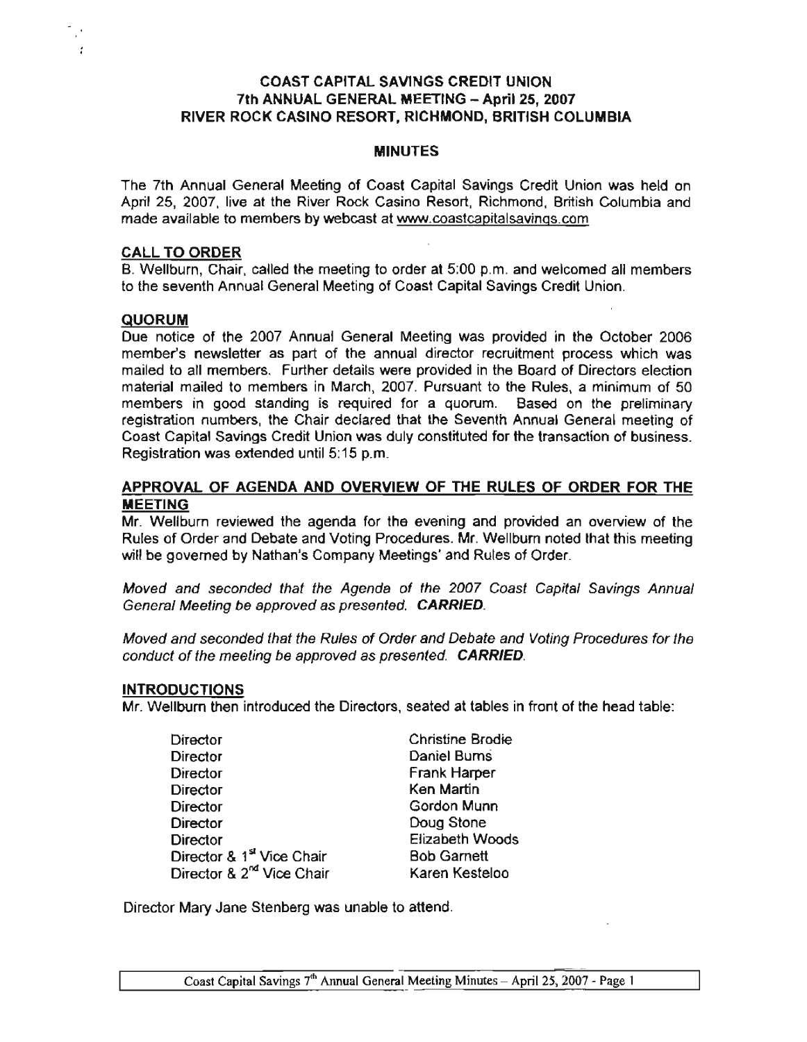# COAST CAPITAL SAVINGS CREDIT UNION
## 7th ANNUAL GENERAL MEETING – April 25, 2007
## RIVER ROCK CASINO RESORT, RICHMOND, BRITISH COLUMBIA

### MINUTES

The 7th Annual General Meeting of Coast Capital Savings Credit Union was held on April 25, 2007, live at the River Rock Casino Resort, Richmond, British Columbia and made available to members by webcast at www.coastcapitalsavings.com

### CALL TO ORDER

B. Wellburn, Chair, called the meeting to order at 5:00 p.m. and welcomed all members to the seventh Annual General Meeting of Coast Capital Savings Credit Union.

### QUORUM

Due notice of the 2007 Annual General Meeting was provided in the October 2006 member's newsletter as part of the annual director recruitment process which was mailed to all members. Further details were provided in the Board of Directors election material mailed to members in March, 2007. Pursuant to the Rules, a minimum of 50 members in good standing is required for a quorum. Based on the preliminary registration numbers, the Chair declared that the Seventh Annual General meeting of Coast Capital Savings Credit Union was duly constituted for the transaction of business. Registration was extended until 5:15 p.m.

### APPROVAL OF AGENDA AND OVERVIEW OF THE RULES OF ORDER FOR THE MEETING

Mr. Wellburn reviewed the agenda for the evening and provided an overview of the Rules of Order and Debate and Voting Procedures. Mr. Wellburn noted that this meeting will be governed by Nathan's Company Meetings' and Rules of Order.

*Moved and seconded that the Agenda of the 2007 Coast Capital Savings Annual General Meeting be approved as presented.* ***CARRIED.***

*Moved and seconded that the Rules of Order and Debate and Voting Procedures for the conduct of the meeting be approved as presented.* ***CARRIED.***

### INTRODUCTIONS

Mr. Wellburn then introduced the Directors, seated at tables in front of the head table:

| | |
|---|---|
| Director | Christine Brodie |
| Director | Daniel Burns |
| Director | Frank Harper |
| Director | Ken Martin |
| Director | Gordon Munn |
| Director | Doug Stone |
| Director | Elizabeth Woods |
| Director & 1st Vice Chair | Bob Garnett |
| Director & 2nd Vice Chair | Karen Kesteloo |

Director Mary Jane Stenberg was unable to attend.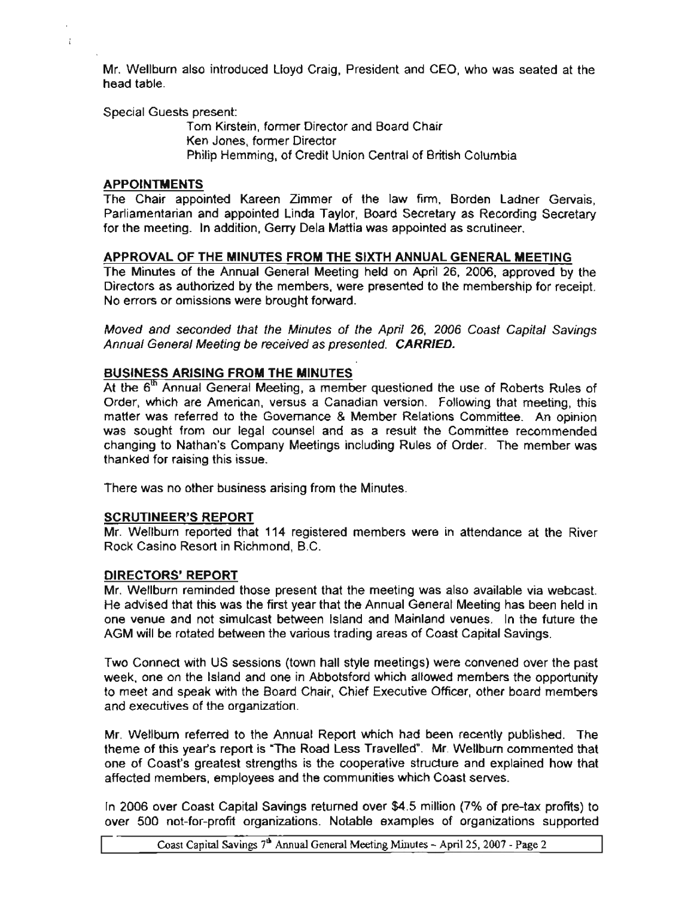Mr. Wellburn also introduced Lloyd Craig, President and CEO, who was seated at the head table.

Special Guests present:

Tom Kirstein, former Director and Board Chair
Ken Jones, former Director
Philip Hemming, of Credit Union Central of British Columbia

## APPOINTMENTS

The Chair appointed Kareen Zimmer of the law firm, Borden Ladner Gervais, Parliamentarian and appointed Linda Taylor, Board Secretary as Recording Secretary for the meeting. In addition, Gerry Dela Mattia was appointed as scrutineer.

## APPROVAL OF THE MINUTES FROM THE SIXTH ANNUAL GENERAL MEETING

The Minutes of the Annual General Meeting held on April 26, 2006, approved by the Directors as authorized by the members, were presented to the membership for receipt. No errors or omissions were brought forward.

*Moved and seconded that the Minutes of the April 26, 2006 Coast Capital Savings Annual General Meeting be received as presented.* ***CARRIED.***

## BUSINESS ARISING FROM THE MINUTES

At the 6th Annual General Meeting, a member questioned the use of Roberts Rules of Order, which are American, versus a Canadian version. Following that meeting, this matter was referred to the Governance & Member Relations Committee. An opinion was sought from our legal counsel and as a result the Committee recommended changing to Nathan's Company Meetings including Rules of Order. The member was thanked for raising this issue.

There was no other business arising from the Minutes.

## SCRUTINEER'S REPORT

Mr. Wellburn reported that 114 registered members were in attendance at the River Rock Casino Resort in Richmond, B.C.

## DIRECTORS' REPORT

Mr. Wellburn reminded those present that the meeting was also available via webcast. He advised that this was the first year that the Annual General Meeting has been held in one venue and not simulcast between Island and Mainland venues. In the future the AGM will be rotated between the various trading areas of Coast Capital Savings.

Two Connect with US sessions (town hall style meetings) were convened over the past week, one on the Island and one in Abbotsford which allowed members the opportunity to meet and speak with the Board Chair, Chief Executive Officer, other board members and executives of the organization.

Mr. Wellburn referred to the Annual Report which had been recently published. The theme of this year's report is "The Road Less Travelled". Mr. Wellburn commented that one of Coast's greatest strengths is the cooperative structure and explained how that affected members, employees and the communities which Coast serves.

In 2006 over Coast Capital Savings returned over $4.5 million (7% of pre-tax profits) to over 500 not-for-profit organizations. Notable examples of organizations supported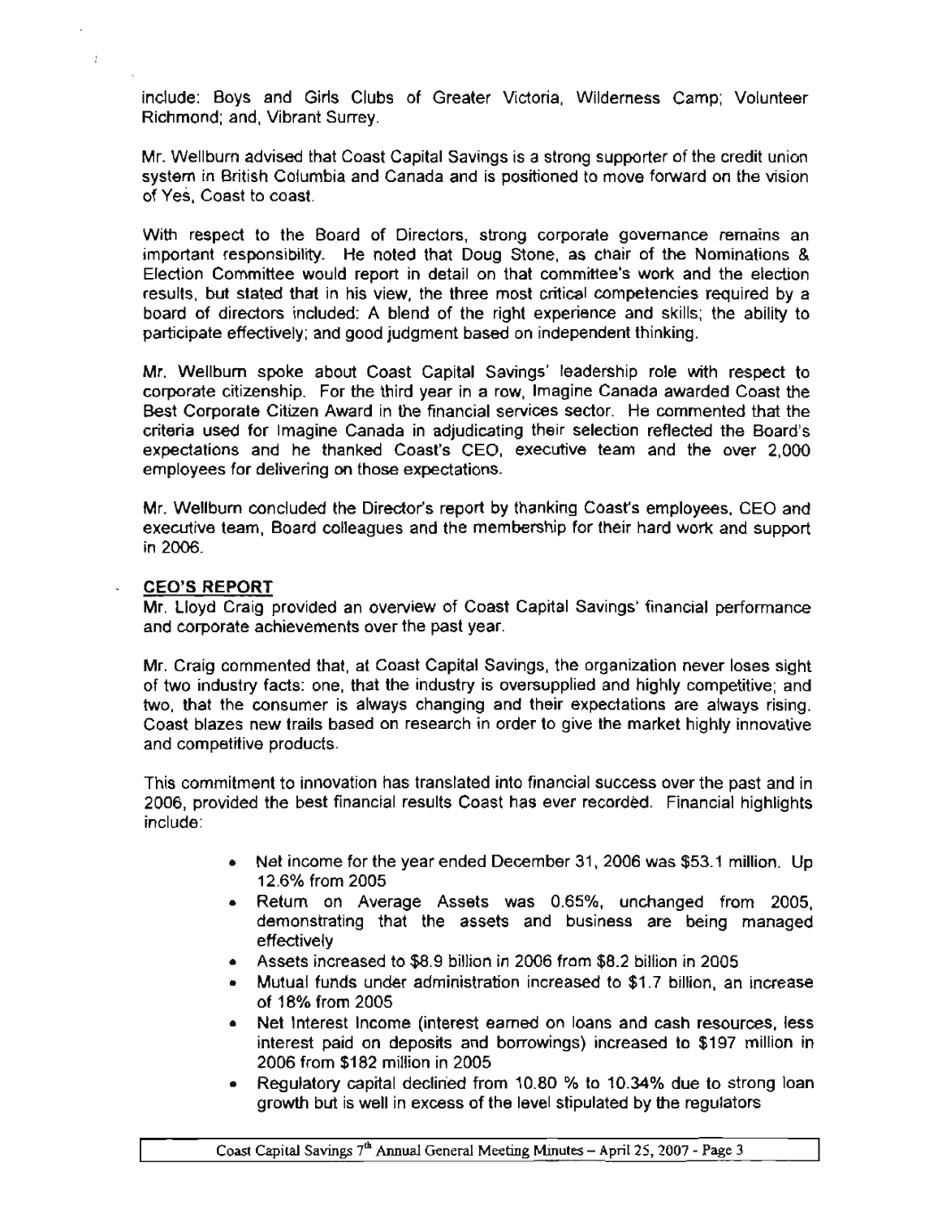include: Boys and Girls Clubs of Greater Victoria, Wilderness Camp; Volunteer Richmond; and, Vibrant Surrey.

Mr. Wellburn advised that Coast Capital Savings is a strong supporter of the credit union system in British Columbia and Canada and is positioned to move forward on the vision of Yes, Coast to coast.

With respect to the Board of Directors, strong corporate governance remains an important responsibility. He noted that Doug Stone, as chair of the Nominations & Election Committee would report in detail on that committee's work and the election results, but stated that in his view, the three most critical competencies required by a board of directors included: A blend of the right experience and skills; the ability to participate effectively; and good judgment based on independent thinking.

Mr. Wellburn spoke about Coast Capital Savings' leadership role with respect to corporate citizenship. For the third year in a row, Imagine Canada awarded Coast the Best Corporate Citizen Award in the financial services sector. He commented that the criteria used for Imagine Canada in adjudicating their selection reflected the Board's expectations and he thanked Coast's CEO, executive team and the over 2,000 employees for delivering on those expectations.

Mr. Wellburn concluded the Director's report by thanking Coast's employees, CEO and executive team, Board colleagues and the membership for their hard work and support in 2006.

## CEO'S REPORT

Mr. Lloyd Craig provided an overview of Coast Capital Savings' financial performance and corporate achievements over the past year.

Mr. Craig commented that, at Coast Capital Savings, the organization never loses sight of two industry facts: one, that the industry is oversupplied and highly competitive; and two, that the consumer is always changing and their expectations are always rising. Coast blazes new trails based on research in order to give the market highly innovative and competitive products.

This commitment to innovation has translated into financial success over the past and in 2006, provided the best financial results Coast has ever recorded. Financial highlights include:

- Net income for the year ended December 31, 2006 was $53.1 million. Up 12.6% from 2005
- Return on Average Assets was 0.65%, unchanged from 2005, demonstrating that the assets and business are being managed effectively
- Assets increased to $8.9 billion in 2006 from $8.2 billion in 2005
- Mutual funds under administration increased to $1.7 billion, an increase of 18% from 2005
- Net Interest Income (interest earned on loans and cash resources, less interest paid on deposits and borrowings) increased to $197 million in 2006 from $182 million in 2005
- Regulatory capital declined from 10.80 % to 10.34% due to strong loan growth but is well in excess of the level stipulated by the regulators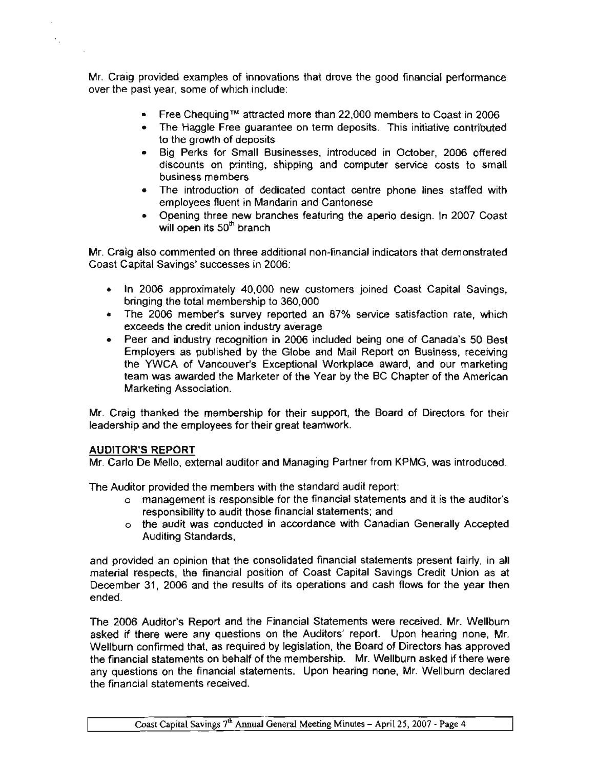Mr. Craig provided examples of innovations that drove the good financial performance over the past year, some of which include:

- Free Chequing™ attracted more than 22,000 members to Coast in 2006
- The Haggle Free guarantee on term deposits. This initiative contributed to the growth of deposits
- Big Perks for Small Businesses, introduced in October, 2006 offered discounts on printing, shipping and computer service costs to small business members
- The introduction of dedicated contact centre phone lines staffed with employees fluent in Mandarin and Cantonese
- Opening three new branches featuring the aperio design. In 2007 Coast will open its 50th branch

Mr. Craig also commented on three additional non-financial indicators that demonstrated Coast Capital Savings' successes in 2006:

- In 2006 approximately 40,000 new customers joined Coast Capital Savings, bringing the total membership to 360,000
- The 2006 member's survey reported an 87% service satisfaction rate, which exceeds the credit union industry average
- Peer and industry recognition in 2006 included being one of Canada's 50 Best Employers as published by the Globe and Mail Report on Business, receiving the YWCA of Vancouver's Exceptional Workplace award, and our marketing team was awarded the Marketer of the Year by the BC Chapter of the American Marketing Association.

Mr. Craig thanked the membership for their support, the Board of Directors for their leadership and the employees for their great teamwork.

**AUDITOR'S REPORT**

Mr. Carlo De Mello, external auditor and Managing Partner from KPMG, was introduced.

The Auditor provided the members with the standard audit report:

- management is responsible for the financial statements and it is the auditor's responsibility to audit those financial statements; and
- the audit was conducted in accordance with Canadian Generally Accepted Auditing Standards,

and provided an opinion that the consolidated financial statements present fairly, in all material respects, the financial position of Coast Capital Savings Credit Union as at December 31, 2006 and the results of its operations and cash flows for the year then ended.

The 2006 Auditor's Report and the Financial Statements were received. Mr. Wellburn asked if there were any questions on the Auditors' report. Upon hearing none, Mr. Wellburn confirmed that, as required by legislation, the Board of Directors has approved the financial statements on behalf of the membership. Mr. Wellburn asked if there were any questions on the financial statements. Upon hearing none, Mr. Wellburn declared the financial statements received.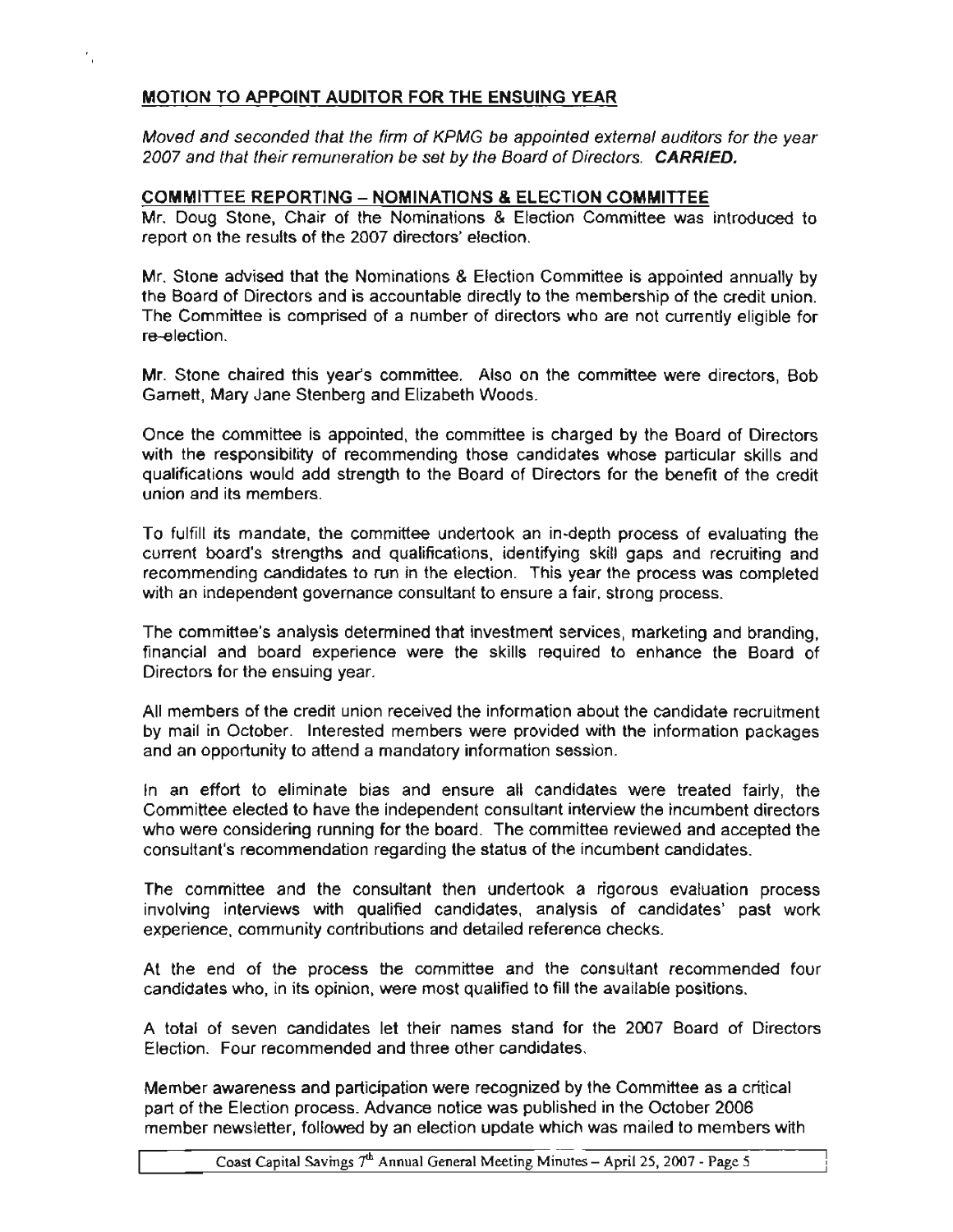## MOTION TO APPOINT AUDITOR FOR THE ENSUING YEAR

*Moved and seconded that the firm of KPMG be appointed external auditors for the year 2007 and that their remuneration be set by the Board of Directors.* ***CARRIED.***

## COMMITTEE REPORTING – NOMINATIONS & ELECTION COMMITTEE

Mr. Doug Stone, Chair of the Nominations & Election Committee was introduced to report on the results of the 2007 directors' election.

Mr. Stone advised that the Nominations & Election Committee is appointed annually by the Board of Directors and is accountable directly to the membership of the credit union. The Committee is comprised of a number of directors who are not currently eligible for re-election.

Mr. Stone chaired this year's committee. Also on the committee were directors, Bob Garnett, Mary Jane Stenberg and Elizabeth Woods.

Once the committee is appointed, the committee is charged by the Board of Directors with the responsibility of recommending those candidates whose particular skills and qualifications would add strength to the Board of Directors for the benefit of the credit union and its members.

To fulfill its mandate, the committee undertook an in-depth process of evaluating the current board's strengths and qualifications, identifying skill gaps and recruiting and recommending candidates to run in the election. This year the process was completed with an independent governance consultant to ensure a fair, strong process.

The committee's analysis determined that investment services, marketing and branding, financial and board experience were the skills required to enhance the Board of Directors for the ensuing year.

All members of the credit union received the information about the candidate recruitment by mail in October. Interested members were provided with the information packages and an opportunity to attend a mandatory information session.

In an effort to eliminate bias and ensure all candidates were treated fairly, the Committee elected to have the independent consultant interview the incumbent directors who were considering running for the board. The committee reviewed and accepted the consultant's recommendation regarding the status of the incumbent candidates.

The committee and the consultant then undertook a rigorous evaluation process involving interviews with qualified candidates, analysis of candidates' past work experience, community contributions and detailed reference checks.

At the end of the process the committee and the consultant recommended four candidates who, in its opinion, were most qualified to fill the available positions.

A total of seven candidates let their names stand for the 2007 Board of Directors Election. Four recommended and three other candidates.

Member awareness and participation were recognized by the Committee as a critical part of the Election process. Advance notice was published in the October 2006 member newsletter, followed by an election update which was mailed to members with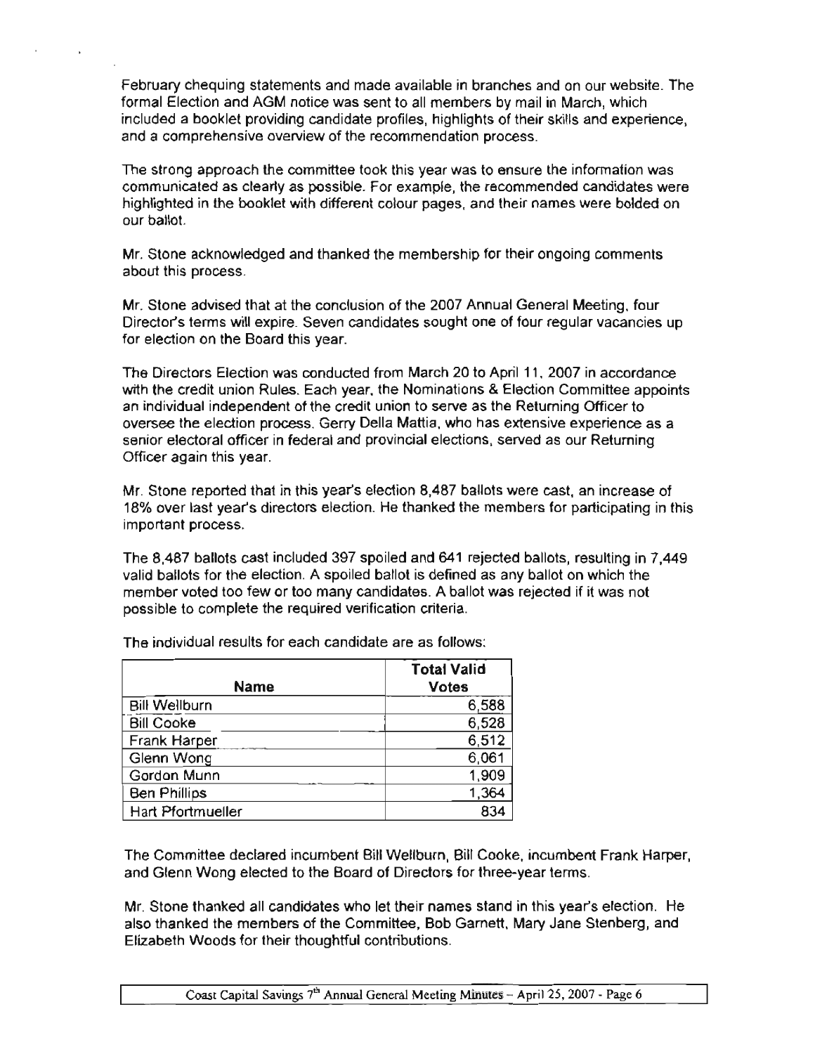February chequing statements and made available in branches and on our website. The formal Election and AGM notice was sent to all members by mail in March, which included a booklet providing candidate profiles, highlights of their skills and experience, and a comprehensive overview of the recommendation process.

The strong approach the committee took this year was to ensure the information was communicated as clearly as possible. For example, the recommended candidates were highlighted in the booklet with different colour pages, and their names were bolded on our ballot.

Mr. Stone acknowledged and thanked the membership for their ongoing comments about this process.

Mr. Stone advised that at the conclusion of the 2007 Annual General Meeting, four Director's terms will expire. Seven candidates sought one of four regular vacancies up for election on the Board this year.

The Directors Election was conducted from March 20 to April 11, 2007 in accordance with the credit union Rules. Each year, the Nominations & Election Committee appoints an individual independent of the credit union to serve as the Returning Officer to oversee the election process. Gerry Della Mattia, who has extensive experience as a senior electoral officer in federal and provincial elections, served as our Returning Officer again this year.

Mr. Stone reported that in this year's election 8,487 ballots were cast, an increase of 18% over last year's directors election. He thanked the members for participating in this important process.

The 8,487 ballots cast included 397 spoiled and 641 rejected ballots, resulting in 7,449 valid ballots for the election. A spoiled ballot is defined as any ballot on which the member voted too few or too many candidates. A ballot was rejected if it was not possible to complete the required verification criteria.

The individual results for each candidate are as follows:

| Name | Total Valid Votes |
|---|---|
| Bill Wellburn | 6,588 |
| Bill Cooke | 6,528 |
| Frank Harper | 6,512 |
| Glenn Wong | 6,061 |
| Gordon Munn | 1,909 |
| Ben Phillips | 1,364 |
| Hart Pfortmueller | 834 |

The Committee declared incumbent Bill Wellburn, Bill Cooke, incumbent Frank Harper, and Glenn Wong elected to the Board of Directors for three-year terms.

Mr. Stone thanked all candidates who let their names stand in this year's election. He also thanked the members of the Committee, Bob Garnett, Mary Jane Stenberg, and Elizabeth Woods for their thoughtful contributions.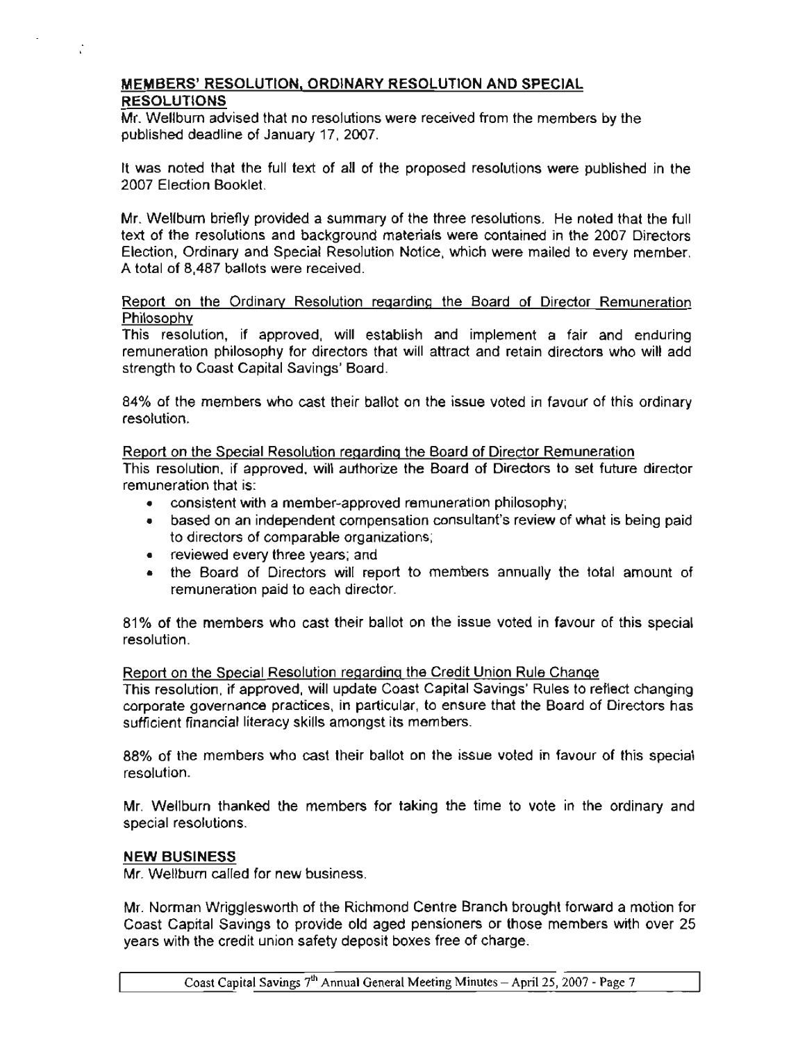## MEMBERS' RESOLUTION, ORDINARY RESOLUTION AND SPECIAL RESOLUTIONS

Mr. Wellburn advised that no resolutions were received from the members by the published deadline of January 17, 2007.

It was noted that the full text of all of the proposed resolutions were published in the 2007 Election Booklet.

Mr. Wellburn briefly provided a summary of the three resolutions. He noted that the full text of the resolutions and background materials were contained in the 2007 Directors Election, Ordinary and Special Resolution Notice, which were mailed to every member. A total of 8,487 ballots were received.

Report on the Ordinary Resolution regarding the Board of Director Remuneration Philosophy

This resolution, if approved, will establish and implement a fair and enduring remuneration philosophy for directors that will attract and retain directors who will add strength to Coast Capital Savings' Board.

84% of the members who cast their ballot on the issue voted in favour of this ordinary resolution.

Report on the Special Resolution regarding the Board of Director Remuneration

This resolution, if approved, will authorize the Board of Directors to set future director remuneration that is:

- consistent with a member-approved remuneration philosophy;
- based on an independent compensation consultant's review of what is being paid to directors of comparable organizations;
- reviewed every three years; and
- the Board of Directors will report to members annually the total amount of remuneration paid to each director.

81% of the members who cast their ballot on the issue voted in favour of this special resolution.

Report on the Special Resolution regarding the Credit Union Rule Change

This resolution, if approved, will update Coast Capital Savings' Rules to reflect changing corporate governance practices, in particular, to ensure that the Board of Directors has sufficient financial literacy skills amongst its members.

88% of the members who cast their ballot on the issue voted in favour of this special resolution.

Mr. Wellburn thanked the members for taking the time to vote in the ordinary and special resolutions.

## NEW BUSINESS

Mr. Wellburn called for new business.

Mr. Norman Wrigglesworth of the Richmond Centre Branch brought forward a motion for Coast Capital Savings to provide old aged pensioners or those members with over 25 years with the credit union safety deposit boxes free of charge.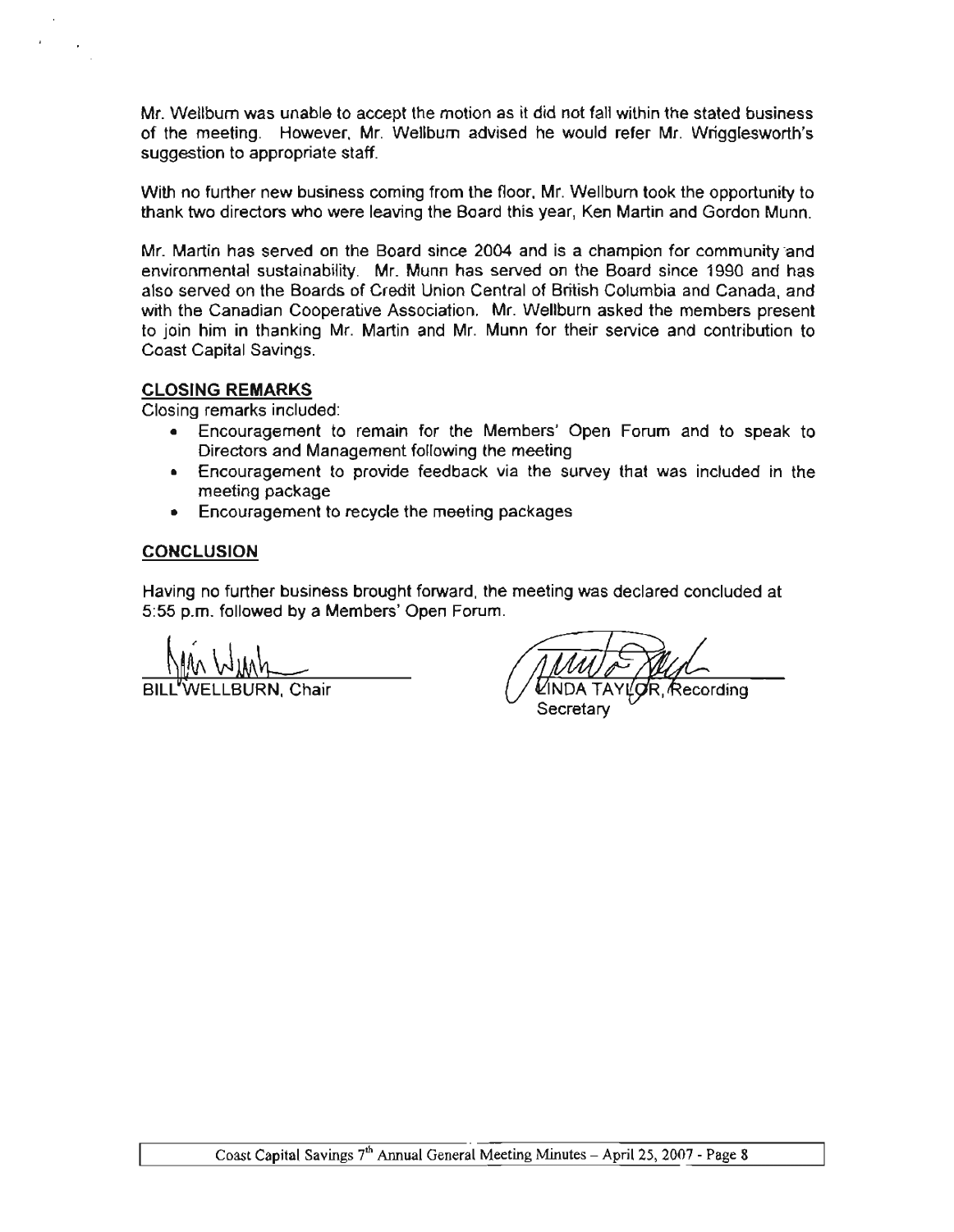Mr. Wellburn was unable to accept the motion as it did not fall within the stated business of the meeting. However, Mr. Wellburn advised he would refer Mr. Wrigglesworth's suggestion to appropriate staff.

With no further new business coming from the floor, Mr. Wellburn took the opportunity to thank two directors who were leaving the Board this year, Ken Martin and Gordon Munn.

Mr. Martin has served on the Board since 2004 and is a champion for community and environmental sustainability. Mr. Munn has served on the Board since 1990 and has also served on the Boards of Credit Union Central of British Columbia and Canada, and with the Canadian Cooperative Association. Mr. Wellburn asked the members present to join him in thanking Mr. Martin and Mr. Munn for their service and contribution to Coast Capital Savings.

## CLOSING REMARKS

Closing remarks included:

- Encouragement to remain for the Members' Open Forum and to speak to Directors and Management following the meeting
- Encouragement to provide feedback via the survey that was included in the meeting package
- Encouragement to recycle the meeting packages

## CONCLUSION

Having no further business brought forward, the meeting was declared concluded at 5:55 p.m. followed by a Members' Open Forum.

BILL WELLBURN, Chair

LINDA TAYLOR, Recording Secretary